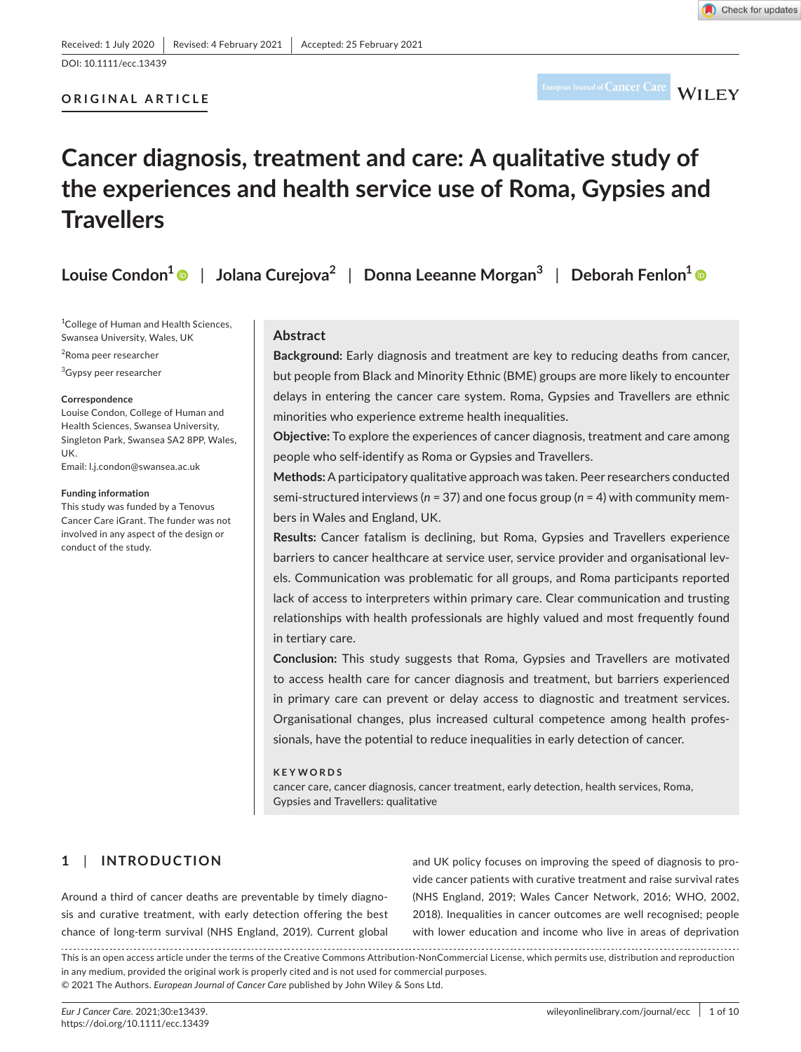Received: 1 July 2020 | Revised: 4 February 2021 | Accepted: 25 February 2021

DOI: 10.1111/ecc.13439

**ORIGINAL ARTICLE**

# Cancer diagnosis, treatment and care: A qualitative study of the experiences and health service use of Roma, Gypsies and Travellers

**Louise Condon[1] | Jolana Curejova[2] | Donna Leeanne Morgan[3] | Deborah Fenlon[1]**

[1]College of Human and Health Sciences, Swansea University, Wales, UK

[2]Roma peer researcher

[3]Gypsy peer researcher

**Correspondence**
Louise Condon, College of Human and Health Sciences, Swansea University, Singleton Park, Swansea SA2 8PP, Wales, UK.
Email: l.j.condon@swansea.ac.uk

**Funding information**
This study was funded by a Tenovus Cancer Care iGrant. The funder was not involved in any aspect of the design or conduct of the study.

## Abstract

**Background:** Early diagnosis and treatment are key to reducing deaths from cancer, but people from Black and Minority Ethnic (BME) groups are more likely to encounter delays in entering the cancer care system. Roma, Gypsies and Travellers are ethnic minorities who experience extreme health inequalities.

**Objective:** To explore the experiences of cancer diagnosis, treatment and care among people who self-identify as Roma or Gypsies and Travellers.

**Methods:** A participatory qualitative approach was taken. Peer researchers conducted semi-structured interviews ($n$ = 37) and one focus group ($n$ = 4) with community members in Wales and England, UK.

**Results:** Cancer fatalism is declining, but Roma, Gypsies and Travellers experience barriers to cancer healthcare at service user, service provider and organisational levels. Communication was problematic for all groups, and Roma participants reported lack of access to interpreters within primary care. Clear communication and trusting relationships with health professionals are highly valued and most frequently found in tertiary care.

**Conclusion:** This study suggests that Roma, Gypsies and Travellers are motivated to access health care for cancer diagnosis and treatment, but barriers experienced in primary care can prevent or delay access to diagnostic and treatment services. Organisational changes, plus increased cultural competence among health professionals, have the potential to reduce inequalities in early detection of cancer.

**KEYWORDS**
cancer care, cancer diagnosis, cancer treatment, early detection, health services, Roma, Gypsies and Travellers: qualitative

## 1 | INTRODUCTION

Around a third of cancer deaths are preventable by timely diagnosis and curative treatment, with early detection offering the best chance of long-term survival (NHS England, 2019). Current global and UK policy focuses on improving the speed of diagnosis to provide cancer patients with curative treatment and raise survival rates (NHS England, 2019; Wales Cancer Network, 2016; WHO, 2002, 2018). Inequalities in cancer outcomes are well recognised; people with lower education and income who live in areas of deprivation

This is an open access article under the terms of the Creative Commons Attribution-NonCommercial License, which permits use, distribution and reproduction in any medium, provided the original work is properly cited and is not used for commercial purposes.
© 2021 The Authors. *European Journal of Cancer Care* published by John Wiley & Sons Ltd.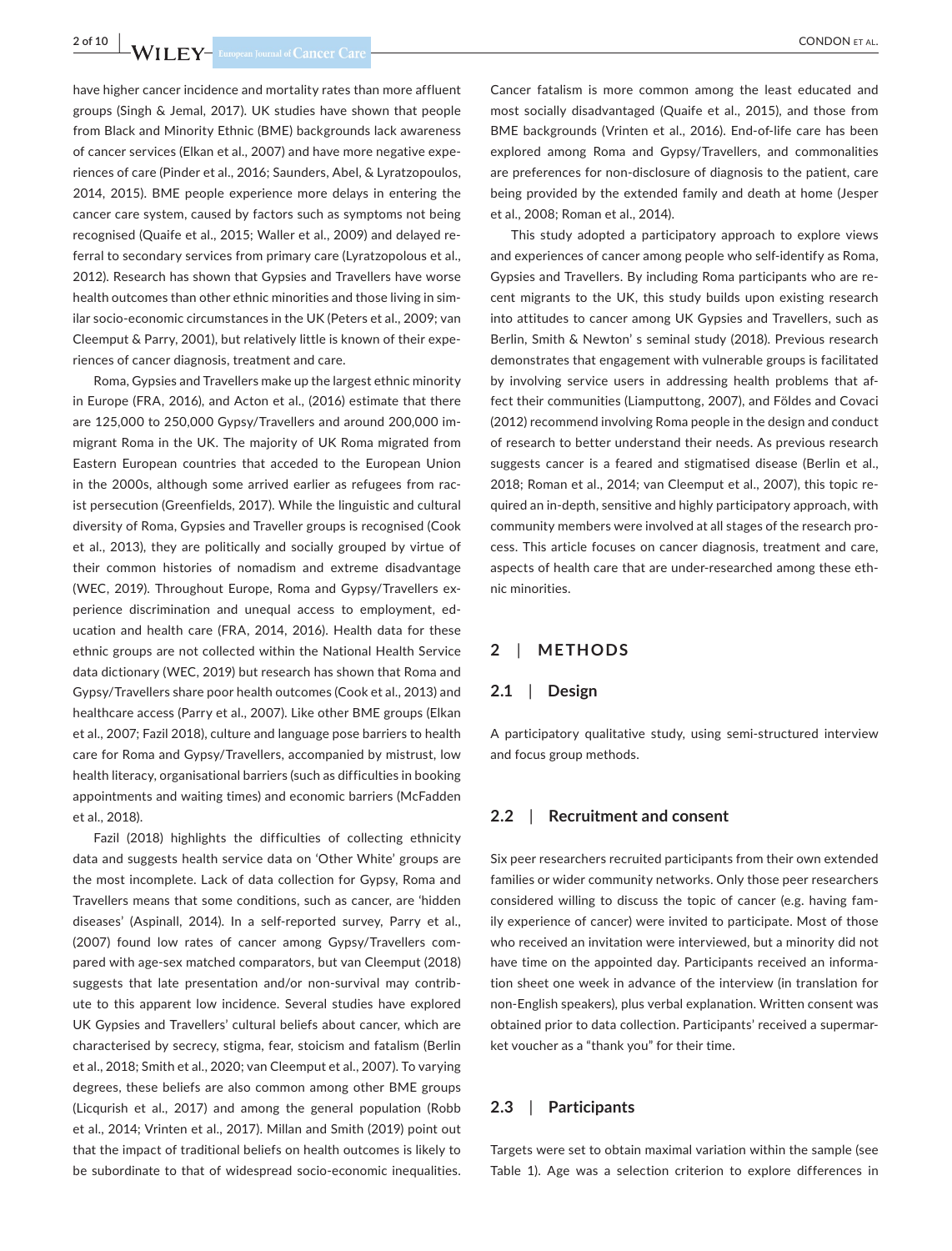have higher cancer incidence and mortality rates than more affluent groups (Singh & Jemal, 2017). UK studies have shown that people from Black and Minority Ethnic (BME) backgrounds lack awareness of cancer services (Elkan et al., 2007) and have more negative experiences of care (Pinder et al., 2016; Saunders, Abel, & Lyratzopoulos, 2014, 2015). BME people experience more delays in entering the cancer care system, caused by factors such as symptoms not being recognised (Quaife et al., 2015; Waller et al., 2009) and delayed referral to secondary services from primary care (Lyratzopolous et al., 2012). Research has shown that Gypsies and Travellers have worse health outcomes than other ethnic minorities and those living in similar socio-economic circumstances in the UK (Peters et al., 2009; van Cleemput & Parry, 2001), but relatively little is known of their experiences of cancer diagnosis, treatment and care.

Roma, Gypsies and Travellers make up the largest ethnic minority in Europe (FRA, 2016), and Acton et al., (2016) estimate that there are 125,000 to 250,000 Gypsy/Travellers and around 200,000 immigrant Roma in the UK. The majority of UK Roma migrated from Eastern European countries that acceded to the European Union in the 2000s, although some arrived earlier as refugees from racist persecution (Greenfields, 2017). While the linguistic and cultural diversity of Roma, Gypsies and Traveller groups is recognised (Cook et al., 2013), they are politically and socially grouped by virtue of their common histories of nomadism and extreme disadvantage (WEC, 2019). Throughout Europe, Roma and Gypsy/Travellers experience discrimination and unequal access to employment, education and health care (FRA, 2014, 2016). Health data for these ethnic groups are not collected within the National Health Service data dictionary (WEC, 2019) but research has shown that Roma and Gypsy/Travellers share poor health outcomes (Cook et al., 2013) and healthcare access (Parry et al., 2007). Like other BME groups (Elkan et al., 2007; Fazil 2018), culture and language pose barriers to health care for Roma and Gypsy/Travellers, accompanied by mistrust, low health literacy, organisational barriers (such as difficulties in booking appointments and waiting times) and economic barriers (McFadden et al., 2018).

Fazil (2018) highlights the difficulties of collecting ethnicity data and suggests health service data on 'Other White' groups are the most incomplete. Lack of data collection for Gypsy, Roma and Travellers means that some conditions, such as cancer, are 'hidden diseases' (Aspinall, 2014). In a self-reported survey, Parry et al., (2007) found low rates of cancer among Gypsy/Travellers compared with age-sex matched comparators, but van Cleemput (2018) suggests that late presentation and/or non-survival may contribute to this apparent low incidence. Several studies have explored UK Gypsies and Travellers' cultural beliefs about cancer, which are characterised by secrecy, stigma, fear, stoicism and fatalism (Berlin et al., 2018; Smith et al., 2020; van Cleemput et al., 2007). To varying degrees, these beliefs are also common among other BME groups (Licqurish et al., 2017) and among the general population (Robb et al., 2014; Vrinten et al., 2017). Millan and Smith (2019) point out that the impact of traditional beliefs on health outcomes is likely to be subordinate to that of widespread socio-economic inequalities. Cancer fatalism is more common among the least educated and most socially disadvantaged (Quaife et al., 2015), and those from BME backgrounds (Vrinten et al., 2016). End-of-life care has been explored among Roma and Gypsy/Travellers, and commonalities are preferences for non-disclosure of diagnosis to the patient, care being provided by the extended family and death at home (Jesper et al., 2008; Roman et al., 2014).

This study adopted a participatory approach to explore views and experiences of cancer among people who self-identify as Roma, Gypsies and Travellers. By including Roma participants who are recent migrants to the UK, this study builds upon existing research into attitudes to cancer among UK Gypsies and Travellers, such as Berlin, Smith & Newton' s seminal study (2018). Previous research demonstrates that engagement with vulnerable groups is facilitated by involving service users in addressing health problems that affect their communities (Liamputtong, 2007), and Földes and Covaci (2012) recommend involving Roma people in the design and conduct of research to better understand their needs. As previous research suggests cancer is a feared and stigmatised disease (Berlin et al., 2018; Roman et al., 2014; van Cleemput et al., 2007), this topic required an in-depth, sensitive and highly participatory approach, with community members were involved at all stages of the research process. This article focuses on cancer diagnosis, treatment and care, aspects of health care that are under-researched among these ethnic minorities.

## 2 | METHODS

### 2.1 | Design

A participatory qualitative study, using semi-structured interview and focus group methods.

### 2.2 | Recruitment and consent

Six peer researchers recruited participants from their own extended families or wider community networks. Only those peer researchers considered willing to discuss the topic of cancer (e.g. having family experience of cancer) were invited to participate. Most of those who received an invitation were interviewed, but a minority did not have time on the appointed day. Participants received an information sheet one week in advance of the interview (in translation for non-English speakers), plus verbal explanation. Written consent was obtained prior to data collection. Participants' received a supermarket voucher as a "thank you" for their time.

### 2.3 | Participants

Targets were set to obtain maximal variation within the sample (see Table 1). Age was a selection criterion to explore differences in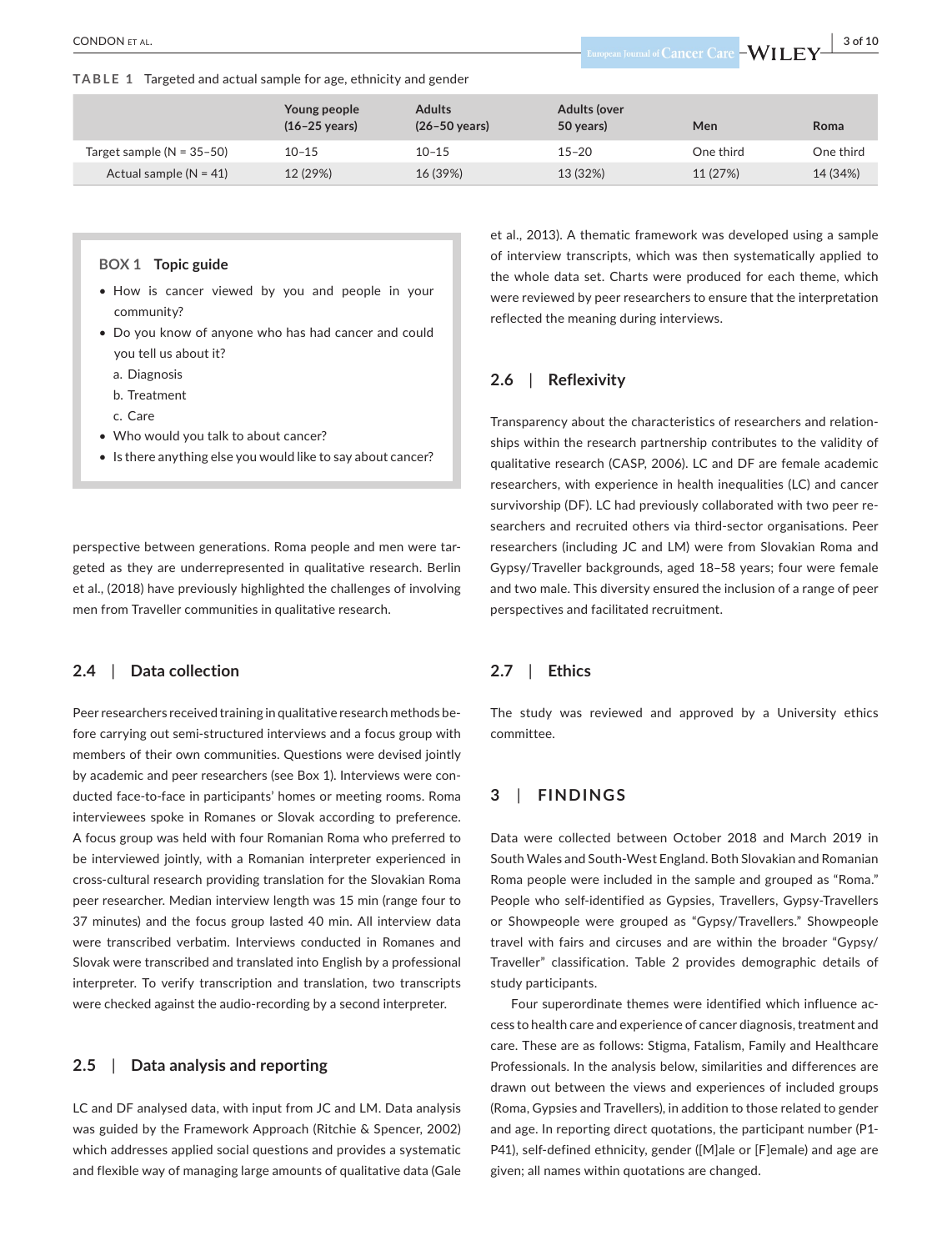**TABLE 1** Targeted and actual sample for age, ethnicity and gender

| | Young people (16–25 years) | Adults (26–50 years) | Adults (over 50 years) | Men | Roma |
|---|---|---|---|---|---|
| Target sample (N = 35–50) | 10–15 | 10–15 | 15–20 | One third | One third |
| Actual sample (N = 41) | 12 (29%) | 16 (39%) | 13 (32%) | 11 (27%) | 14 (34%) |

**BOX 1 Topic guide**

- How is cancer viewed by you and people in your community?
- Do you know of anyone who has had cancer and could you tell us about it?
  a. Diagnosis
  b. Treatment
  c. Care
- Who would you talk to about cancer?
- Is there anything else you would like to say about cancer?

perspective between generations. Roma people and men were targeted as they are underrepresented in qualitative research. Berlin et al., (2018) have previously highlighted the challenges of involving men from Traveller communities in qualitative research.

## 2.4 | Data collection

Peer researchers received training in qualitative research methods before carrying out semi-structured interviews and a focus group with members of their own communities. Questions were devised jointly by academic and peer researchers (see Box 1). Interviews were conducted face-to-face in participants' homes or meeting rooms. Roma interviewees spoke in Romanes or Slovak according to preference. A focus group was held with four Romanian Roma who preferred to be interviewed jointly, with a Romanian interpreter experienced in cross-cultural research providing translation for the Slovakian Roma peer researcher. Median interview length was 15 min (range four to 37 minutes) and the focus group lasted 40 min. All interview data were transcribed verbatim. Interviews conducted in Romanes and Slovak were transcribed and translated into English by a professional interpreter. To verify transcription and translation, two transcripts were checked against the audio-recording by a second interpreter.

## 2.5 | Data analysis and reporting

LC and DF analysed data, with input from JC and LM. Data analysis was guided by the Framework Approach (Ritchie & Spencer, 2002) which addresses applied social questions and provides a systematic and flexible way of managing large amounts of qualitative data (Gale et al., 2013). A thematic framework was developed using a sample of interview transcripts, which was then systematically applied to the whole data set. Charts were produced for each theme, which were reviewed by peer researchers to ensure that the interpretation reflected the meaning during interviews.

## 2.6 | Reflexivity

Transparency about the characteristics of researchers and relationships within the research partnership contributes to the validity of qualitative research (CASP, 2006). LC and DF are female academic researchers, with experience in health inequalities (LC) and cancer survivorship (DF). LC had previously collaborated with two peer researchers and recruited others via third-sector organisations. Peer researchers (including JC and LM) were from Slovakian Roma and Gypsy/Traveller backgrounds, aged 18–58 years; four were female and two male. This diversity ensured the inclusion of a range of peer perspectives and facilitated recruitment.

## 2.7 | Ethics

The study was reviewed and approved by a University ethics committee.

# 3 | FINDINGS

Data were collected between October 2018 and March 2019 in South Wales and South-West England. Both Slovakian and Romanian Roma people were included in the sample and grouped as "Roma." People who self-identified as Gypsies, Travellers, Gypsy-Travellers or Showpeople were grouped as "Gypsy/Travellers." Showpeople travel with fairs and circuses and are within the broader "Gypsy/Traveller" classification. Table 2 provides demographic details of study participants.

Four superordinate themes were identified which influence access to health care and experience of cancer diagnosis, treatment and care. These are as follows: Stigma, Fatalism, Family and Healthcare Professionals. In the analysis below, similarities and differences are drawn out between the views and experiences of included groups (Roma, Gypsies and Travellers), in addition to those related to gender and age. In reporting direct quotations, the participant number (P1-P41), self-defined ethnicity, gender ([M]ale or [F]emale) and age are given; all names within quotations are changed.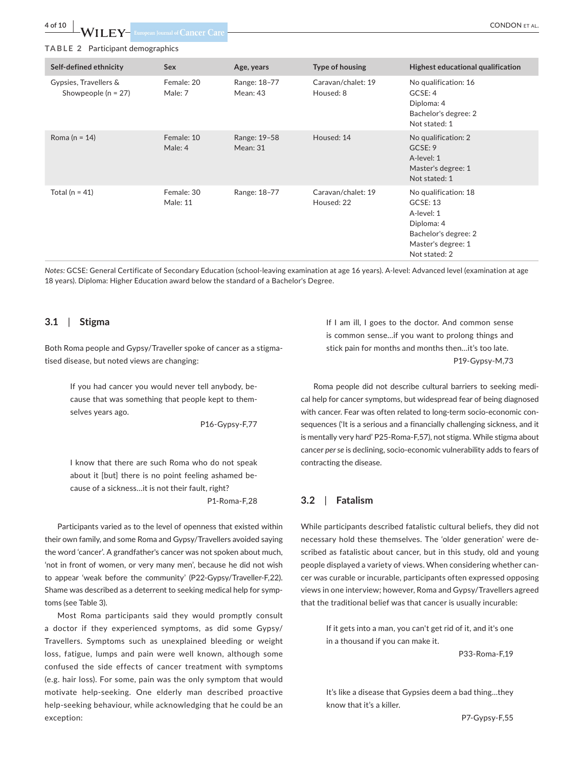**TABLE 2** Participant demographics

| Self-defined ethnicity | Sex | Age, years | Type of housing | Highest educational qualification |
|---|---|---|---|---|
| Gypsies, Travellers & Showpeople (n = 27) | Female: 20<br>Male: 7 | Range: 18–77<br>Mean: 43 | Caravan/chalet: 19<br>Housed: 8 | No qualification: 16<br>GCSE: 4<br>Diploma: 4<br>Bachelor's degree: 2<br>Not stated: 1 |
| Roma (n = 14) | Female: 10<br>Male: 4 | Range: 19–58<br>Mean: 31 | Housed: 14 | No qualification: 2<br>GCSE: 9<br>A-level: 1<br>Master's degree: 1<br>Not stated: 1 |
| Total (n = 41) | Female: 30<br>Male: 11 | Range: 18–77 | Caravan/chalet: 19<br>Housed: 22 | No qualification: 18<br>GCSE: 13<br>A-level: 1<br>Diploma: 4<br>Bachelor's degree: 2<br>Master's degree: 1<br>Not stated: 2 |

*Notes:* GCSE: General Certificate of Secondary Education (school-leaving examination at age 16 years). A-level: Advanced level (examination at age 18 years). Diploma: Higher Education award below the standard of a Bachelor's Degree.

### 3.1 | Stigma

Both Roma people and Gypsy/Traveller spoke of cancer as a stigmatised disease, but noted views are changing:

> If you had cancer you would never tell anybody, because that was something that people kept to themselves years ago.
>
> P16-Gypsy-F,77

> I know that there are such Roma who do not speak about it [but] there is no point feeling ashamed because of a sickness…it is not their fault, right?
>
> P1-Roma-F,28

Participants varied as to the level of openness that existed within their own family, and some Roma and Gypsy/Travellers avoided saying the word 'cancer'. A grandfather's cancer was not spoken about much, 'not in front of women, or very many men', because he did not wish to appear 'weak before the community' (P22-Gypsy/Traveller-F,22). Shame was described as a deterrent to seeking medical help for symptoms (see Table 3).

Most Roma participants said they would promptly consult a doctor if they experienced symptoms, as did some Gypsy/Travellers. Symptoms such as unexplained bleeding or weight loss, fatigue, lumps and pain were well known, although some confused the side effects of cancer treatment with symptoms (e.g. hair loss). For some, pain was the only symptom that would motivate help-seeking. One elderly man described proactive help-seeking behaviour, while acknowledging that he could be an exception:

> If I am ill, I goes to the doctor. And common sense is common sense…if you want to prolong things and stick pain for months and months then…it's too late.
>
> P19-Gypsy-M,73

Roma people did not describe cultural barriers to seeking medical help for cancer symptoms, but widespread fear of being diagnosed with cancer. Fear was often related to long-term socio-economic consequences ('It is a serious and a financially challenging sickness, and it is mentally very hard' P25-Roma-F,57), not stigma. While stigma about cancer *per se* is declining, socio-economic vulnerability adds to fears of contracting the disease.

### 3.2 | Fatalism

While participants described fatalistic cultural beliefs, they did not necessary hold these themselves. The 'older generation' were described as fatalistic about cancer, but in this study, old and young people displayed a variety of views. When considering whether cancer was curable or incurable, participants often expressed opposing views in one interview; however, Roma and Gypsy/Travellers agreed that the traditional belief was that cancer is usually incurable:

> If it gets into a man, you can't get rid of it, and it's one in a thousand if you can make it.
>
> P33-Roma-F,19

> It's like a disease that Gypsies deem a bad thing…they know that it's a killer.
>
> P7-Gypsy-F,55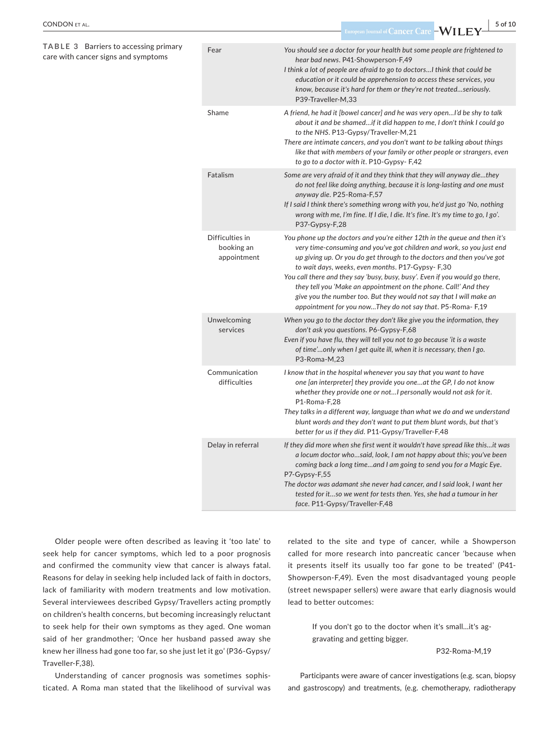**TABLE 3** Barriers to accessing primary care with cancer signs and symptoms

| | |
|---|---|
| Fear | *You should see a doctor for your health but some people are frightened to hear bad news.* P41-Showperson-F,49<br>*I think a lot of people are afraid to go to doctors…I think that could be education or it could be apprehension to access these services, you know, because it's hard for them or they're not treated…seriously.* P39-Traveller-M,33 |
| Shame | *A friend, he had it [bowel cancer] and he was very open…I'd be shy to talk about it and be shamed…if it did happen to me, I don't think I could go to the NHS.* P13-Gypsy/Traveller-M,21<br>*There are intimate cancers, and you don't want to be talking about things like that with members of your family or other people or strangers, even to go to a doctor with it.* P10-Gypsy- F,42 |
| Fatalism | *Some are very afraid of it and they think that they will anyway die…they do not feel like doing anything, because it is long-lasting and one must anyway die.* P25-Roma-F,57<br>*If I said I think there's something wrong with you, he'd just go 'No, nothing wrong with me, I'm fine. If I die, I die. It's fine. It's my time to go, I go'.* P37-Gypsy-F,28 |
| Difficulties in booking an appointment | *You phone up the doctors and you're either 12th in the queue and then it's very time-consuming and you've got children and work, so you just end up giving up. Or you do get through to the doctors and then you've got to wait days, weeks, even months.* P17-Gypsy- F,30<br>*You call there and they say 'busy, busy, busy'. Even if you would go there, they tell you 'Make an appointment on the phone. Call!' And they give you the number too. But they would not say that I will make an appointment for you now…They do not say that.* P5-Roma- F,19 |
| Unwelcoming services | *When you go to the doctor they don't like give you the information, they don't ask you questions.* P6-Gypsy-F,68<br>*Even if you have flu, they will tell you not to go because 'it is a waste of time'…only when I get quite ill, when it is necessary, then I go.* P3-Roma-M,23 |
| Communication difficulties | *I know that in the hospital whenever you say that you want to have one [an interpreter] they provide you one…at the GP, I do not know whether they provide one or not…I personally would not ask for it.* P1-Roma-F,28<br>*They talks in a different way, language than what we do and we understand blunt words and they don't want to put them blunt words, but that's better for us if they did.* P11-Gypsy/Traveller-F,48 |
| Delay in referral | *If they did more when she first went it wouldn't have spread like this…it was a locum doctor who…said, look, I am not happy about this; you've been coming back a long time…and I am going to send you for a Magic Eye.* P7-Gypsy-F,55<br>*The doctor was adamant she never had cancer, and I said look, I want her tested for it…so we went for tests then. Yes, she had a tumour in her face.* P11-Gypsy/Traveller-F,48 |

Older people were often described as leaving it 'too late' to seek help for cancer symptoms, which led to a poor prognosis and confirmed the community view that cancer is always fatal. Reasons for delay in seeking help included lack of faith in doctors, lack of familiarity with modern treatments and low motivation. Several interviewees described Gypsy/Travellers acting promptly on children's health concerns, but becoming increasingly reluctant to seek help for their own symptoms as they aged. One woman said of her grandmother; 'Once her husband passed away she knew her illness had gone too far, so she just let it go' (P36-Gypsy/Traveller-F,38).

Understanding of cancer prognosis was sometimes sophisticated. A Roma man stated that the likelihood of survival was related to the site and type of cancer, while a Showperson called for more research into pancreatic cancer 'because when it presents itself its usually too far gone to be treated' (P41-Showperson-F,49). Even the most disadvantaged young people (street newspaper sellers) were aware that early diagnosis would lead to better outcomes:

> If you don't go to the doctor when it's small…it's aggravating and getting bigger.
>
> P32-Roma-M,19

Participants were aware of cancer investigations (e.g. scan, biopsy and gastroscopy) and treatments, (e.g. chemotherapy, radiotherapy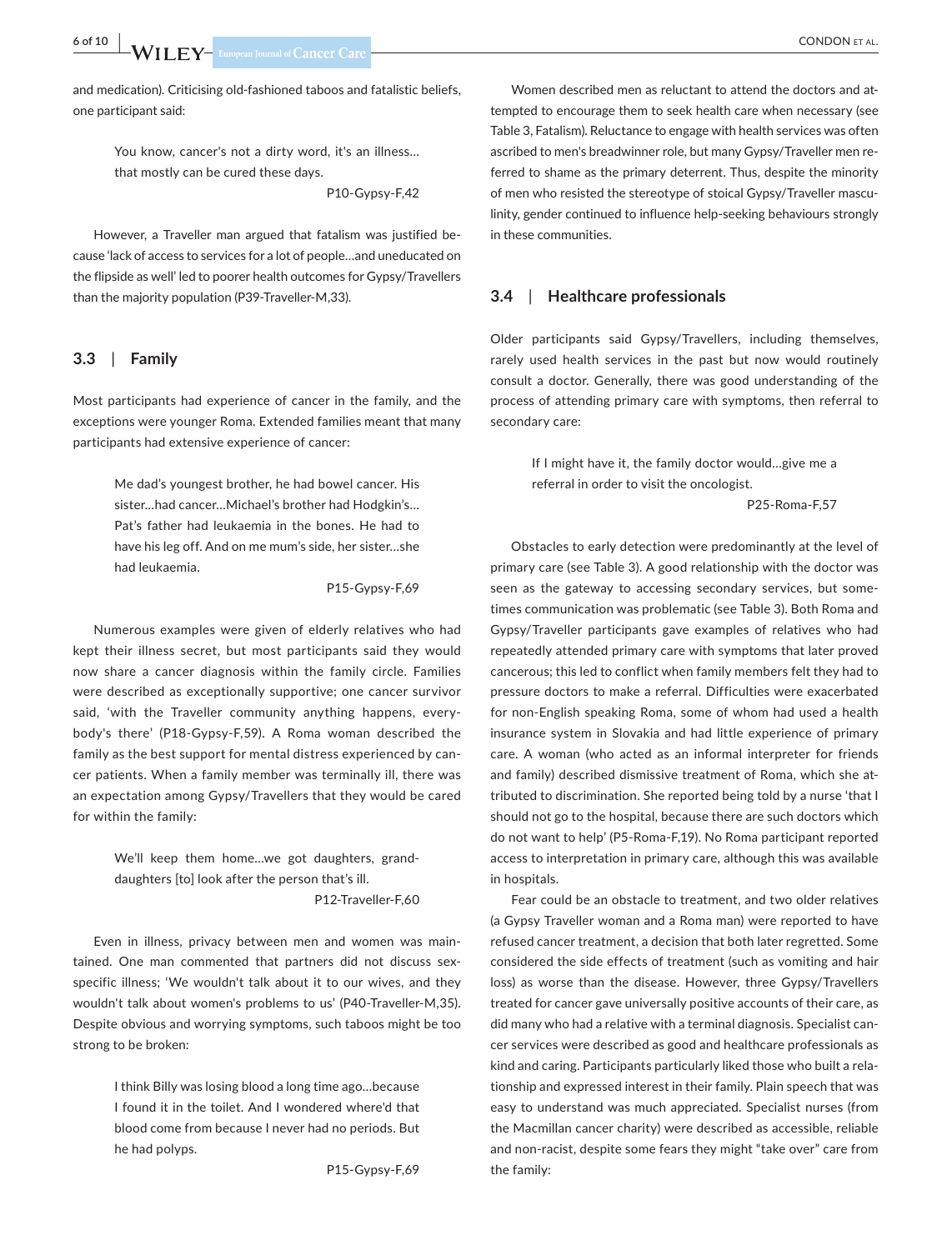and medication). Criticising old-fashioned taboos and fatalistic beliefs, one participant said:

> You know, cancer's not a dirty word, it's an illness… that mostly can be cured these days.
>
> P10-Gypsy-F,42

However, a Traveller man argued that fatalism was justified because 'lack of access to services for a lot of people…and uneducated on the flipside as well' led to poorer health outcomes for Gypsy/Travellers than the majority population (P39-Traveller-M,33).

### 3.3 | Family

Most participants had experience of cancer in the family, and the exceptions were younger Roma. Extended families meant that many participants had extensive experience of cancer:

> Me dad's youngest brother, he had bowel cancer. His sister…had cancer…Michael's brother had Hodgkin's… Pat's father had leukaemia in the bones. He had to have his leg off. And on me mum's side, her sister…she had leukaemia.
>
> P15-Gypsy-F,69

Numerous examples were given of elderly relatives who had kept their illness secret, but most participants said they would now share a cancer diagnosis within the family circle. Families were described as exceptionally supportive; one cancer survivor said, 'with the Traveller community anything happens, everybody's there' (P18-Gypsy-F,59). A Roma woman described the family as the best support for mental distress experienced by cancer patients. When a family member was terminally ill, there was an expectation among Gypsy/Travellers that they would be cared for within the family:

> We'll keep them home…we got daughters, granddaughters [to] look after the person that's ill.
>
> P12-Traveller-F,60

Even in illness, privacy between men and women was maintained. One man commented that partners did not discuss sex-specific illness; 'We wouldn't talk about it to our wives, and they wouldn't talk about women's problems to us' (P40-Traveller-M,35). Despite obvious and worrying symptoms, such taboos might be too strong to be broken:

> I think Billy was losing blood a long time ago…because I found it in the toilet. And I wondered where'd that blood come from because I never had no periods. But he had polyps.
>
> P15-Gypsy-F,69

Women described men as reluctant to attend the doctors and attempted to encourage them to seek health care when necessary (see Table 3, Fatalism). Reluctance to engage with health services was often ascribed to men's breadwinner role, but many Gypsy/Traveller men referred to shame as the primary deterrent. Thus, despite the minority of men who resisted the stereotype of stoical Gypsy/Traveller masculinity, gender continued to influence help-seeking behaviours strongly in these communities.

### 3.4 | Healthcare professionals

Older participants said Gypsy/Travellers, including themselves, rarely used health services in the past but now would routinely consult a doctor. Generally, there was good understanding of the process of attending primary care with symptoms, then referral to secondary care:

> If I might have it, the family doctor would…give me a referral in order to visit the oncologist.
>
> P25-Roma-F,57

Obstacles to early detection were predominantly at the level of primary care (see Table 3). A good relationship with the doctor was seen as the gateway to accessing secondary services, but sometimes communication was problematic (see Table 3). Both Roma and Gypsy/Traveller participants gave examples of relatives who had repeatedly attended primary care with symptoms that later proved cancerous; this led to conflict when family members felt they had to pressure doctors to make a referral. Difficulties were exacerbated for non-English speaking Roma, some of whom had used a health insurance system in Slovakia and had little experience of primary care. A woman (who acted as an informal interpreter for friends and family) described dismissive treatment of Roma, which she attributed to discrimination. She reported being told by a nurse 'that I should not go to the hospital, because there are such doctors which do not want to help' (P5-Roma-F,19). No Roma participant reported access to interpretation in primary care, although this was available in hospitals.

Fear could be an obstacle to treatment, and two older relatives (a Gypsy Traveller woman and a Roma man) were reported to have refused cancer treatment, a decision that both later regretted. Some considered the side effects of treatment (such as vomiting and hair loss) as worse than the disease. However, three Gypsy/Travellers treated for cancer gave universally positive accounts of their care, as did many who had a relative with a terminal diagnosis. Specialist cancer services were described as good and healthcare professionals as kind and caring. Participants particularly liked those who built a relationship and expressed interest in their family. Plain speech that was easy to understand was much appreciated. Specialist nurses (from the Macmillan cancer charity) were described as accessible, reliable and non-racist, despite some fears they might "take over" care from the family: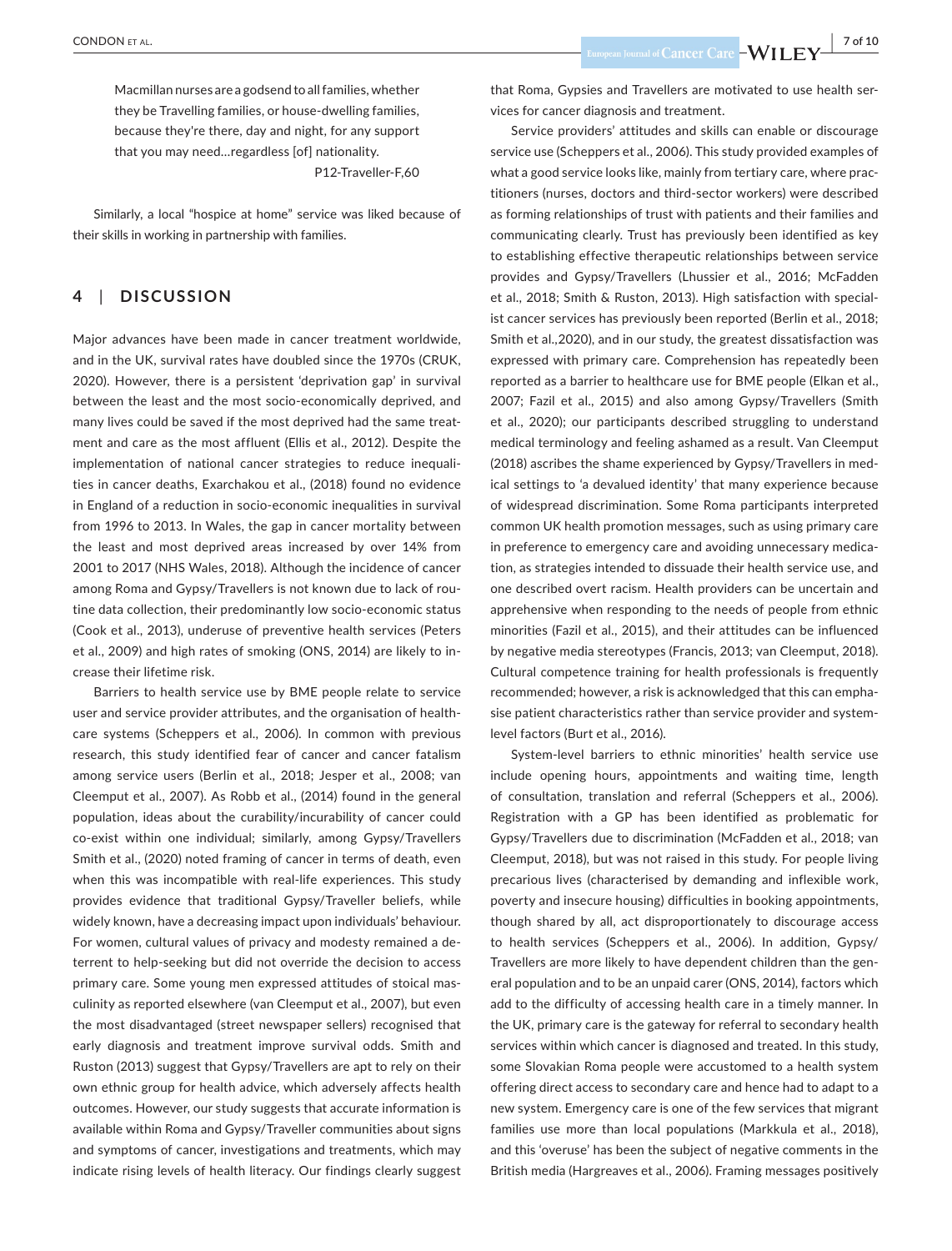> Macmillan nurses are a godsend to all families, whether they be Travelling families, or house-dwelling families, because they're there, day and night, for any support that you may need…regardless [of] nationality.
>
> P12-Traveller-F,60

Similarly, a local "hospice at home" service was liked because of their skills in working in partnership with families.

## 4 | DISCUSSION

Major advances have been made in cancer treatment worldwide, and in the UK, survival rates have doubled since the 1970s (CRUK, 2020). However, there is a persistent 'deprivation gap' in survival between the least and the most socio-economically deprived, and many lives could be saved if the most deprived had the same treatment and care as the most affluent (Ellis et al., 2012). Despite the implementation of national cancer strategies to reduce inequalities in cancer deaths, Exarchakou et al., (2018) found no evidence in England of a reduction in socio-economic inequalities in survival from 1996 to 2013. In Wales, the gap in cancer mortality between the least and most deprived areas increased by over 14% from 2001 to 2017 (NHS Wales, 2018). Although the incidence of cancer among Roma and Gypsy/Travellers is not known due to lack of routine data collection, their predominantly low socio-economic status (Cook et al., 2013), underuse of preventive health services (Peters et al., 2009) and high rates of smoking (ONS, 2014) are likely to increase their lifetime risk.

Barriers to health service use by BME people relate to service user and service provider attributes, and the organisation of healthcare systems (Scheppers et al., 2006). In common with previous research, this study identified fear of cancer and cancer fatalism among service users (Berlin et al., 2018; Jesper et al., 2008; van Cleemput et al., 2007). As Robb et al., (2014) found in the general population, ideas about the curability/incurability of cancer could co-exist within one individual; similarly, among Gypsy/Travellers Smith et al., (2020) noted framing of cancer in terms of death, even when this was incompatible with real-life experiences. This study provides evidence that traditional Gypsy/Traveller beliefs, while widely known, have a decreasing impact upon individuals' behaviour. For women, cultural values of privacy and modesty remained a deterrent to help-seeking but did not override the decision to access primary care. Some young men expressed attitudes of stoical masculinity as reported elsewhere (van Cleemput et al., 2007), but even the most disadvantaged (street newspaper sellers) recognised that early diagnosis and treatment improve survival odds. Smith and Ruston (2013) suggest that Gypsy/Travellers are apt to rely on their own ethnic group for health advice, which adversely affects health outcomes. However, our study suggests that accurate information is available within Roma and Gypsy/Traveller communities about signs and symptoms of cancer, investigations and treatments, which may indicate rising levels of health literacy. Our findings clearly suggest that Roma, Gypsies and Travellers are motivated to use health services for cancer diagnosis and treatment.

Service providers' attitudes and skills can enable or discourage service use (Scheppers et al., 2006). This study provided examples of what a good service looks like, mainly from tertiary care, where practitioners (nurses, doctors and third-sector workers) were described as forming relationships of trust with patients and their families and communicating clearly. Trust has previously been identified as key to establishing effective therapeutic relationships between service provides and Gypsy/Travellers (Lhussier et al., 2016; McFadden et al., 2018; Smith & Ruston, 2013). High satisfaction with specialist cancer services has previously been reported (Berlin et al., 2018; Smith et al.,2020), and in our study, the greatest dissatisfaction was expressed with primary care. Comprehension has repeatedly been reported as a barrier to healthcare use for BME people (Elkan et al., 2007; Fazil et al., 2015) and also among Gypsy/Travellers (Smith et al., 2020); our participants described struggling to understand medical terminology and feeling ashamed as a result. Van Cleemput (2018) ascribes the shame experienced by Gypsy/Travellers in medical settings to 'a devalued identity' that many experience because of widespread discrimination. Some Roma participants interpreted common UK health promotion messages, such as using primary care in preference to emergency care and avoiding unnecessary medication, as strategies intended to dissuade their health service use, and one described overt racism. Health providers can be uncertain and apprehensive when responding to the needs of people from ethnic minorities (Fazil et al., 2015), and their attitudes can be influenced by negative media stereotypes (Francis, 2013; van Cleemput, 2018). Cultural competence training for health professionals is frequently recommended; however, a risk is acknowledged that this can emphasise patient characteristics rather than service provider and system-level factors (Burt et al., 2016).

System-level barriers to ethnic minorities' health service use include opening hours, appointments and waiting time, length of consultation, translation and referral (Scheppers et al., 2006). Registration with a GP has been identified as problematic for Gypsy/Travellers due to discrimination (McFadden et al., 2018; van Cleemput, 2018), but was not raised in this study. For people living precarious lives (characterised by demanding and inflexible work, poverty and insecure housing) difficulties in booking appointments, though shared by all, act disproportionately to discourage access to health services (Scheppers et al., 2006). In addition, Gypsy/Travellers are more likely to have dependent children than the general population and to be an unpaid carer (ONS, 2014), factors which add to the difficulty of accessing health care in a timely manner. In the UK, primary care is the gateway for referral to secondary health services within which cancer is diagnosed and treated. In this study, some Slovakian Roma people were accustomed to a health system offering direct access to secondary care and hence had to adapt to a new system. Emergency care is one of the few services that migrant families use more than local populations (Markkula et al., 2018), and this 'overuse' has been the subject of negative comments in the British media (Hargreaves et al., 2006). Framing messages positively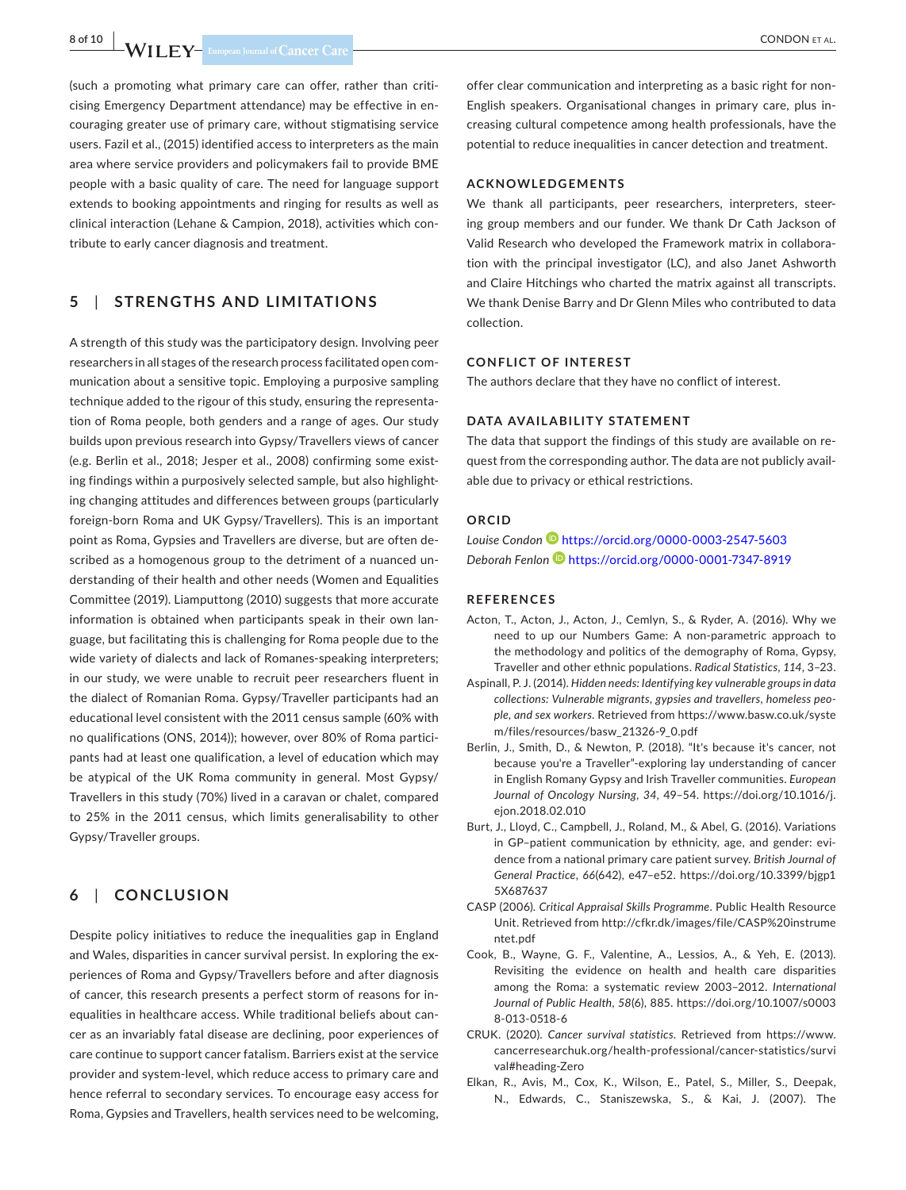(such a promoting what primary care can offer, rather than criticising Emergency Department attendance) may be effective in encouraging greater use of primary care, without stigmatising service users. Fazil et al., (2015) identified access to interpreters as the main area where service providers and policymakers fail to provide BME people with a basic quality of care. The need for language support extends to booking appointments and ringing for results as well as clinical interaction (Lehane & Campion, 2018), activities which contribute to early cancer diagnosis and treatment.

## 5 | STRENGTHS AND LIMITATIONS

A strength of this study was the participatory design. Involving peer researchers in all stages of the research process facilitated open communication about a sensitive topic. Employing a purposive sampling technique added to the rigour of this study, ensuring the representation of Roma people, both genders and a range of ages. Our study builds upon previous research into Gypsy/Travellers views of cancer (e.g. Berlin et al., 2018; Jesper et al., 2008) confirming some existing findings within a purposively selected sample, but also highlighting changing attitudes and differences between groups (particularly foreign-born Roma and UK Gypsy/Travellers). This is an important point as Roma, Gypsies and Travellers are diverse, but are often described as a homogenous group to the detriment of a nuanced understanding of their health and other needs (Women and Equalities Committee (2019). Liamputtong (2010) suggests that more accurate information is obtained when participants speak in their own language, but facilitating this is challenging for Roma people due to the wide variety of dialects and lack of Romanes-speaking interpreters; in our study, we were unable to recruit peer researchers fluent in the dialect of Romanian Roma. Gypsy/Traveller participants had an educational level consistent with the 2011 census sample (60% with no qualifications (ONS, 2014)); however, over 80% of Roma participants had at least one qualification, a level of education which may be atypical of the UK Roma community in general. Most Gypsy/Travellers in this study (70%) lived in a caravan or chalet, compared to 25% in the 2011 census, which limits generalisability to other Gypsy/Traveller groups.

## 6 | CONCLUSION

Despite policy initiatives to reduce the inequalities gap in England and Wales, disparities in cancer survival persist. In exploring the experiences of Roma and Gypsy/Travellers before and after diagnosis of cancer, this research presents a perfect storm of reasons for inequalities in healthcare access. While traditional beliefs about cancer as an invariably fatal disease are declining, poor experiences of care continue to support cancer fatalism. Barriers exist at the service provider and system-level, which reduce access to primary care and hence referral to secondary services. To encourage easy access for Roma, Gypsies and Travellers, health services need to be welcoming, offer clear communication and interpreting as a basic right for non-English speakers. Organisational changes in primary care, plus increasing cultural competence among health professionals, have the potential to reduce inequalities in cancer detection and treatment.

### ACKNOWLEDGEMENTS

We thank all participants, peer researchers, interpreters, steering group members and our funder. We thank Dr Cath Jackson of Valid Research who developed the Framework matrix in collaboration with the principal investigator (LC), and also Janet Ashworth and Claire Hitchings who charted the matrix against all transcripts. We thank Denise Barry and Dr Glenn Miles who contributed to data collection.

### CONFLICT OF INTEREST

The authors declare that they have no conflict of interest.

### DATA AVAILABILITY STATEMENT

The data that support the findings of this study are available on request from the corresponding author. The data are not publicly available due to privacy or ethical restrictions.

### ORCID

*Louise Condon* https://orcid.org/0000-0003-2547-5603
*Deborah Fenlon* https://orcid.org/0000-0001-7347-8919

### REFERENCES

Acton, T., Acton, J., Acton, J., Cemlyn, S., & Ryder, A. (2016). Why we need to up our Numbers Game: A non-parametric approach to the methodology and politics of the demography of Roma, Gypsy, Traveller and other ethnic populations. *Radical Statistics*, *114*, 3–23.

Aspinall, P. J. (2014). *Hidden needs: Identifying key vulnerable groups in data collections: Vulnerable migrants, gypsies and travellers, homeless people, and sex workers*. Retrieved from https://www.basw.co.uk/system/files/resources/basw_21326-9_0.pdf

Berlin, J., Smith, D., & Newton, P. (2018). "It's because it's cancer, not because you're a Traveller"-exploring lay understanding of cancer in English Romany Gypsy and Irish Traveller communities. *European Journal of Oncology Nursing*, *34*, 49–54. https://doi.org/10.1016/j.ejon.2018.02.010

Burt, J., Lloyd, C., Campbell, J., Roland, M., & Abel, G. (2016). Variations in GP–patient communication by ethnicity, age, and gender: evidence from a national primary care patient survey. *British Journal of General Practice*, *66*(642), e47–e52. https://doi.org/10.3399/bjgp15X687637

CASP (2006). *Critical Appraisal Skills Programme*. Public Health Resource Unit. Retrieved from http://cfkr.dk/images/file/CASP%20instrumentet.pdf

Cook, B., Wayne, G. F., Valentine, A., Lessios, A., & Yeh, E. (2013). Revisiting the evidence on health and health care disparities among the Roma: a systematic review 2003–2012. *International Journal of Public Health*, *58*(6), 885. https://doi.org/10.1007/s00038-013-0518-6

CRUK. (2020). *Cancer survival statistics*. Retrieved from https://www.cancerresearchuk.org/health-professional/cancer-statistics/survival#heading-Zero

Elkan, R., Avis, M., Cox, K., Wilson, E., Patel, S., Miller, S., Deepak, N., Edwards, C., Staniszewska, S., & Kai, J. (2007). The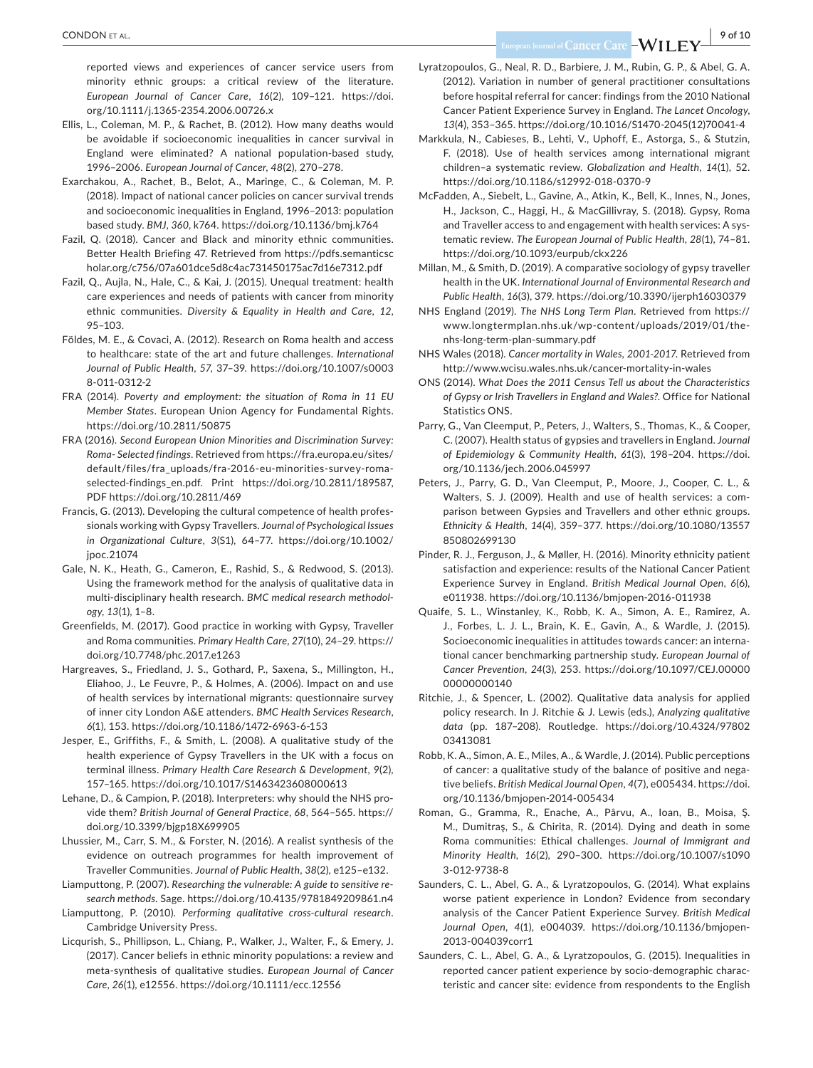reported views and experiences of cancer service users from minority ethnic groups: a critical review of the literature. *European Journal of Cancer Care*, *16*(2), 109–121. https://doi.org/10.1111/j.1365-2354.2006.00726.x

Ellis, L., Coleman, M. P., & Rachet, B. (2012). How many deaths would be avoidable if socioeconomic inequalities in cancer survival in England were eliminated? A national population-based study, 1996–2006. *European Journal of Cancer*, *48*(2), 270–278.

Exarchakou, A., Rachet, B., Belot, A., Maringe, C., & Coleman, M. P. (2018). Impact of national cancer policies on cancer survival trends and socioeconomic inequalities in England, 1996–2013: population based study. *BMJ*, *360*, k764. https://doi.org/10.1136/bmj.k764

Fazil, Q. (2018). Cancer and Black and minority ethnic communities. Better Health Briefing 47. Retrieved from https://pdfs.semanticscholar.org/c756/07a601dce5d8c4ac731450175ac7d16e7312.pdf

Fazil, Q., Aujla, N., Hale, C., & Kai, J. (2015). Unequal treatment: health care experiences and needs of patients with cancer from minority ethnic communities. *Diversity & Equality in Health and Care*, *12*, 95–103.

Földes, M. E., & Covaci, A. (2012). Research on Roma health and access to healthcare: state of the art and future challenges. *International Journal of Public Health*, *57*, 37–39. https://doi.org/10.1007/s00038-011-0312-2

FRA (2014). *Poverty and employment: the situation of Roma in 11 EU Member States*. European Union Agency for Fundamental Rights. https://doi.org/10.2811/50875

FRA (2016). *Second European Union Minorities and Discrimination Survey: Roma- Selected findings*. Retrieved from https://fra.europa.eu/sites/default/files/fra_uploads/fra-2016-eu-minorities-survey-roma-selected-findings_en.pdf. Print https://doi.org/10.2811/189587, PDF https://doi.org/10.2811/469

Francis, G. (2013). Developing the cultural competence of health professionals working with Gypsy Travellers. *Journal of Psychological Issues in Organizational Culture*, *3*(S1), 64–77. https://doi.org/10.1002/jpoc.21074

Gale, N. K., Heath, G., Cameron, E., Rashid, S., & Redwood, S. (2013). Using the framework method for the analysis of qualitative data in multi-disciplinary health research. *BMC medical research methodology*, *13*(1), 1–8.

Greenfields, M. (2017). Good practice in working with Gypsy, Traveller and Roma communities. *Primary Health Care*, *27*(10), 24–29. https://doi.org/10.7748/phc.2017.e1263

Hargreaves, S., Friedland, J. S., Gothard, P., Saxena, S., Millington, H., Eliahoo, J., Le Feuvre, P., & Holmes, A. (2006). Impact on and use of health services by international migrants: questionnaire survey of inner city London A&E attenders. *BMC Health Services Research*, *6*(1), 153. https://doi.org/10.1186/1472-6963-6-153

Jesper, E., Griffiths, F., & Smith, L. (2008). A qualitative study of the health experience of Gypsy Travellers in the UK with a focus on terminal illness. *Primary Health Care Research & Development*, *9*(2), 157–165. https://doi.org/10.1017/S1463423608000613

Lehane, D., & Campion, P. (2018). Interpreters: why should the NHS provide them? *British Journal of General Practice*, *68*, 564–565. https://doi.org/10.3399/bjgp18X699905

Lhussier, M., Carr, S. M., & Forster, N. (2016). A realist synthesis of the evidence on outreach programmes for health improvement of Traveller Communities. *Journal of Public Health*, *38*(2), e125–e132.

Liamputtong, P. (2007). *Researching the vulnerable: A guide to sensitive research methods*. Sage. https://doi.org/10.4135/9781849209861.n4

Liamputtong, P. (2010). *Performing qualitative cross-cultural research*. Cambridge University Press.

Licqurish, S., Phillipson, L., Chiang, P., Walker, J., Walter, F., & Emery, J. (2017). Cancer beliefs in ethnic minority populations: a review and meta-synthesis of qualitative studies. *European Journal of Cancer Care*, *26*(1), e12556. https://doi.org/10.1111/ecc.12556

Lyratzopoulos, G., Neal, R. D., Barbiere, J. M., Rubin, G. P., & Abel, G. A. (2012). Variation in number of general practitioner consultations before hospital referral for cancer: findings from the 2010 National Cancer Patient Experience Survey in England. *The Lancet Oncology*, *13*(4), 353–365. https://doi.org/10.1016/S1470-2045(12)70041-4

Markkula, N., Cabieses, B., Lehti, V., Uphoff, E., Astorga, S., & Stutzin, F. (2018). Use of health services among international migrant children–a systematic review. *Globalization and Health*, *14*(1), 52. https://doi.org/10.1186/s12992-018-0370-9

McFadden, A., Siebelt, L., Gavine, A., Atkin, K., Bell, K., Innes, N., Jones, H., Jackson, C., Haggi, H., & MacGillivray, S. (2018). Gypsy, Roma and Traveller access to and engagement with health services: A systematic review. *The European Journal of Public Health*, *28*(1), 74–81. https://doi.org/10.1093/eurpub/ckx226

Millan, M., & Smith, D. (2019). A comparative sociology of gypsy traveller health in the UK. *International Journal of Environmental Research and Public Health*, *16*(3), 379. https://doi.org/10.3390/ijerph16030379

NHS England (2019). *The NHS Long Term Plan*. Retrieved from https://www.longtermplan.nhs.uk/wp-content/uploads/2019/01/the-nhs-long-term-plan-summary.pdf

NHS Wales (2018). *Cancer mortality in Wales, 2001-2017*. Retrieved from http://www.wcisu.wales.nhs.uk/cancer-mortality-in-wales

ONS (2014). *What Does the 2011 Census Tell us about the Characteristics of Gypsy or Irish Travellers in England and Wales?*. Office for National Statistics ONS.

Parry, G., Van Cleemput, P., Peters, J., Walters, S., Thomas, K., & Cooper, C. (2007). Health status of gypsies and travellers in England. *Journal of Epidemiology & Community Health*, *61*(3), 198–204. https://doi.org/10.1136/jech.2006.045997

Peters, J., Parry, G. D., Van Cleemput, P., Moore, J., Cooper, C. L., & Walters, S. J. (2009). Health and use of health services: a comparison between Gypsies and Travellers and other ethnic groups. *Ethnicity & Health*, *14*(4), 359–377. https://doi.org/10.1080/13557850802699130

Pinder, R. J., Ferguson, J., & Møller, H. (2016). Minority ethnicity patient satisfaction and experience: results of the National Cancer Patient Experience Survey in England. *British Medical Journal Open*, *6*(6), e011938. https://doi.org/10.1136/bmjopen-2016-011938

Quaife, S. L., Winstanley, K., Robb, K. A., Simon, A. E., Ramirez, A. J., Forbes, L. J. L., Brain, K. E., Gavin, A., & Wardle, J. (2015). Socioeconomic inequalities in attitudes towards cancer: an international cancer benchmarking partnership study. *European Journal of Cancer Prevention*, *24*(3), 253. https://doi.org/10.1097/CEJ.0000000000000140

Ritchie, J., & Spencer, L. (2002). Qualitative data analysis for applied policy research. In J. Ritchie & J. Lewis (eds.), *Analyzing qualitative data* (pp. 187–208). Routledge. https://doi.org/10.4324/9780203413081

Robb, K. A., Simon, A. E., Miles, A., & Wardle, J. (2014). Public perceptions of cancer: a qualitative study of the balance of positive and negative beliefs. *British Medical Journal Open*, *4*(7), e005434. https://doi.org/10.1136/bmjopen-2014-005434

Roman, G., Gramma, R., Enache, A., Pârvu, A., Ioan, B., Moisa, Ş. M., Dumitraş, S., & Chirita, R. (2014). Dying and death in some Roma communities: Ethical challenges. *Journal of Immigrant and Minority Health*, *16*(2), 290–300. https://doi.org/10.1007/s10903-012-9738-8

Saunders, C. L., Abel, G. A., & Lyratzopoulos, G. (2014). What explains worse patient experience in London? Evidence from secondary analysis of the Cancer Patient Experience Survey. *British Medical Journal Open*, *4*(1), e004039. https://doi.org/10.1136/bmjopen-2013-004039corr1

Saunders, C. L., Abel, G. A., & Lyratzopoulos, G. (2015). Inequalities in reported cancer patient experience by socio-demographic characteristic and cancer site: evidence from respondents to the English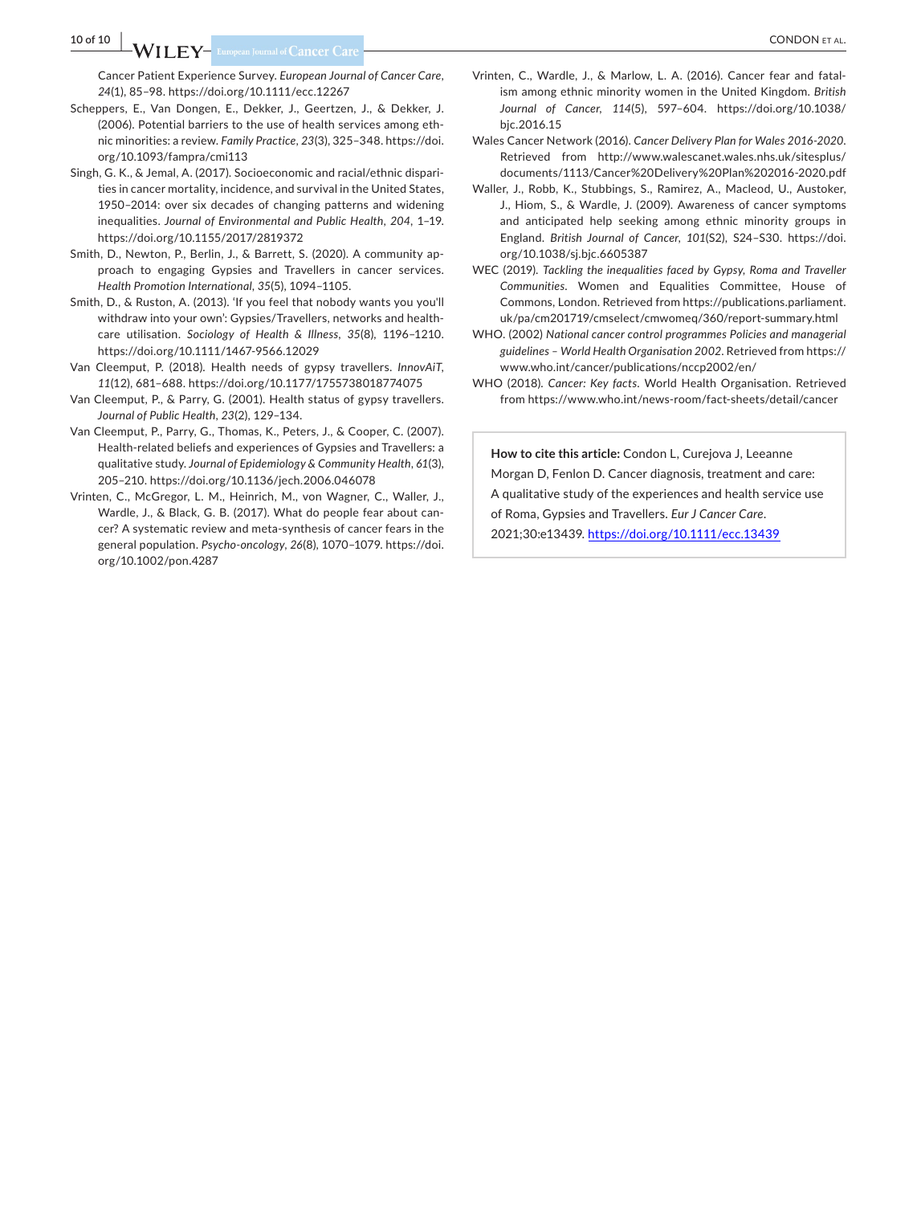Cancer Patient Experience Survey. *European Journal of Cancer Care*, *24*(1), 85–98. https://doi.org/10.1111/ecc.12267

Scheppers, E., Van Dongen, E., Dekker, J., Geertzen, J., & Dekker, J. (2006). Potential barriers to the use of health services among ethnic minorities: a review. *Family Practice*, *23*(3), 325–348. https://doi.org/10.1093/fampra/cmi113

Singh, G. K., & Jemal, A. (2017). Socioeconomic and racial/ethnic disparities in cancer mortality, incidence, and survival in the United States, 1950–2014: over six decades of changing patterns and widening inequalities. *Journal of Environmental and Public Health*, *204*, 1–19. https://doi.org/10.1155/2017/2819372

Smith, D., Newton, P., Berlin, J., & Barrett, S. (2020). A community approach to engaging Gypsies and Travellers in cancer services. *Health Promotion International*, *35*(5), 1094–1105.

Smith, D., & Ruston, A. (2013). 'If you feel that nobody wants you you'll withdraw into your own': Gypsies/Travellers, networks and healthcare utilisation. *Sociology of Health & Illness*, *35*(8), 1196–1210. https://doi.org/10.1111/1467-9566.12029

Van Cleemput, P. (2018). Health needs of gypsy travellers. *InnovAiT*, *11*(12), 681–688. https://doi.org/10.1177/1755738018774075

Van Cleemput, P., & Parry, G. (2001). Health status of gypsy travellers. *Journal of Public Health*, *23*(2), 129–134.

Van Cleemput, P., Parry, G., Thomas, K., Peters, J., & Cooper, C. (2007). Health-related beliefs and experiences of Gypsies and Travellers: a qualitative study. *Journal of Epidemiology & Community Health*, *61*(3), 205–210. https://doi.org/10.1136/jech.2006.046078

Vrinten, C., McGregor, L. M., Heinrich, M., von Wagner, C., Waller, J., Wardle, J., & Black, G. B. (2017). What do people fear about cancer? A systematic review and meta-synthesis of cancer fears in the general population. *Psycho-oncology*, *26*(8), 1070–1079. https://doi.org/10.1002/pon.4287

Vrinten, C., Wardle, J., & Marlow, L. A. (2016). Cancer fear and fatalism among ethnic minority women in the United Kingdom. *British Journal of Cancer*, *114*(5), 597–604. https://doi.org/10.1038/bjc.2016.15

Wales Cancer Network (2016). *Cancer Delivery Plan for Wales 2016-2020*. Retrieved from http://www.walescanet.wales.nhs.uk/sitesplus/documents/1113/Cancer%20Delivery%20Plan%202016-2020.pdf

Waller, J., Robb, K., Stubbings, S., Ramirez, A., Macleod, U., Austoker, J., Hiom, S., & Wardle, J. (2009). Awareness of cancer symptoms and anticipated help seeking among ethnic minority groups in England. *British Journal of Cancer*, *101*(S2), S24–S30. https://doi.org/10.1038/sj.bjc.6605387

WEC (2019). *Tackling the inequalities faced by Gypsy, Roma and Traveller Communities*. Women and Equalities Committee, House of Commons, London. Retrieved from https://publications.parliament.uk/pa/cm201719/cmselect/cmwomeq/360/report-summary.html

WHO. (2002) *National cancer control programmes Policies and managerial guidelines – World Health Organisation 2002*. Retrieved from https://www.who.int/cancer/publications/nccp2002/en/

WHO (2018). *Cancer: Key facts*. World Health Organisation. Retrieved from https://www.who.int/news-room/fact-sheets/detail/cancer

**How to cite this article:** Condon L, Curejova J, Leeanne Morgan D, Fenlon D. Cancer diagnosis, treatment and care: A qualitative study of the experiences and health service use of Roma, Gypsies and Travellers. *Eur J Cancer Care*. 2021;30:e13439. https://doi.org/10.1111/ecc.13439